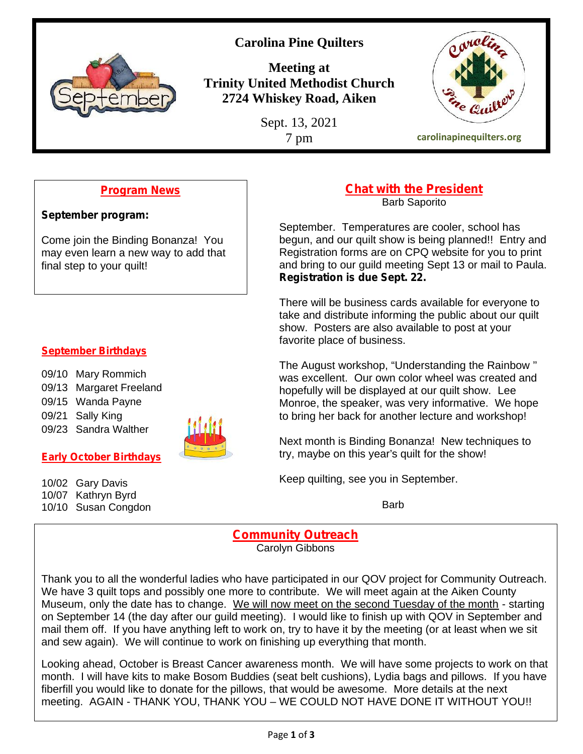# Carolina Pine Quilters

**Meeting at**
**Trinity United Methodist Church**
**2724 Whiskey Road, Aiken**

Sept. 13, 2021
7 pm

carolinapinequilters.org

## Program News

**September program:**

Come join the Binding Bonanza! You may even learn a new way to add that final step to your quilt!

## September Birthdays

09/10 Mary Rommich
09/13 Margaret Freeland
09/15 Wanda Payne
09/21 Sally King
09/23 Sandra Walther

## Early October Birthdays

10/02 Gary Davis
10/07 Kathryn Byrd
10/10 Susan Congdon

## Chat with the President

Barb Saporito

September. Temperatures are cooler, school has begun, and our quilt show is being planned!! Entry and Registration forms are on CPQ website for you to print and bring to our guild meeting Sept 13 or mail to Paula. **Registration is due Sept. 22.**

There will be business cards available for everyone to take and distribute informing the public about our quilt show. Posters are also available to post at your favorite place of business.

The August workshop, "Understanding the Rainbow " was excellent. Our own color wheel was created and hopefully will be displayed at our quilt show. Lee Monroe, the speaker, was very informative. We hope to bring her back for another lecture and workshop!

Next month is Binding Bonanza! New techniques to try, maybe on this year's quilt for the show!

Keep quilting, see you in September.

Barb

## Community Outreach

Carolyn Gibbons

Thank you to all the wonderful ladies who have participated in our QOV project for Community Outreach. We have 3 quilt tops and possibly one more to contribute. We will meet again at the Aiken County Museum, only the date has to change. We will now meet on the second Tuesday of the month - starting on September 14 (the day after our guild meeting). I would like to finish up with QOV in September and mail them off. If you have anything left to work on, try to have it by the meeting (or at least when we sit and sew again). We will continue to work on finishing up everything that month.

Looking ahead, October is Breast Cancer awareness month. We will have some projects to work on that month. I will have kits to make Bosom Buddies (seat belt cushions), Lydia bags and pillows. If you have fiberfill you would like to donate for the pillows, that would be awesome. More details at the next meeting. AGAIN - THANK YOU, THANK YOU – WE COULD NOT HAVE DONE IT WITHOUT YOU!!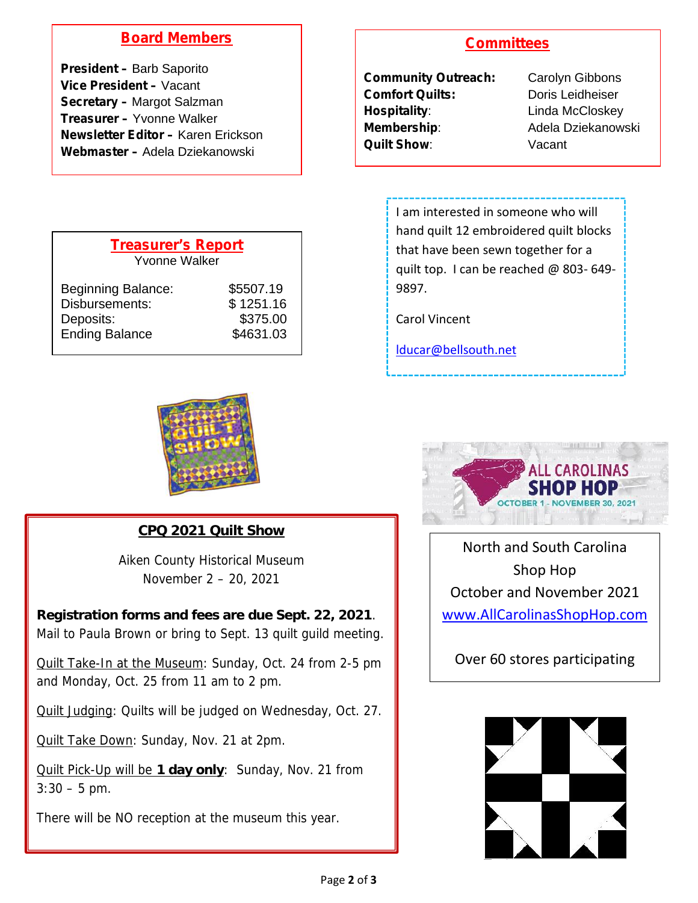## Board Members

**President –** Barb Saporito
**Vice President –** Vacant
**Secretary –** Margot Salzman
**Treasurer –** Yvonne Walker
**Newsletter Editor –** Karen Erickson
**Webmaster –** Adela Dziekanowski

## Committees

| | |
|---|---|
| **Community Outreach:** | Carolyn Gibbons |
| **Comfort Quilts:** | Doris Leidheiser |
| **Hospitality**: | Linda McCloskey |
| **Membership**: | Adela Dziekanowski |
| **Quilt Show**: | Vacant |

## Treasurer's Report

Yvonne Walker

| | |
|---|---|
| Beginning Balance: | $5507.19 |
| Disbursements: | $ 1251.16 |
| Deposits: | $375.00 |
| Ending Balance | $4631.03 |

I am interested in someone who will hand quilt 12 embroidered quilt blocks that have been sewn together for a quilt top. I can be reached @ 803- 649-9897.

Carol Vincent

lducar@bellsouth.net

## CPQ 2021 Quilt Show

Aiken County Historical Museum
November 2 – 20, 2021

**Registration forms and fees are due Sept. 22, 2021**. Mail to Paula Brown or bring to Sept. 13 quilt guild meeting.

Quilt Take-In at the Museum: Sunday, Oct. 24 from 2-5 pm and Monday, Oct. 25 from 11 am to 2 pm.

Quilt Judging: Quilts will be judged on Wednesday, Oct. 27.

Quilt Take Down: Sunday, Nov. 21 at 2pm.

Quilt Pick-Up will be **1 day only**: Sunday, Nov. 21 from 3:30 – 5 pm.

There will be NO reception at the museum this year.

ALL CAROLINAS SHOP HOP
OCTOBER 1 - NOVEMBER 30, 2021

North and South Carolina
Shop Hop
October and November 2021
www.AllCarolinasShopHop.com

Over 60 stores participating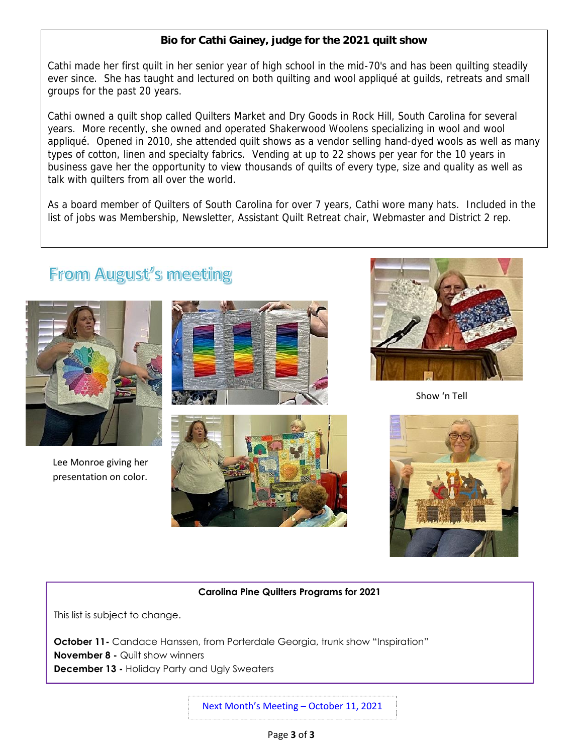## Bio for Cathi Gainey, judge for the 2021 quilt show

Cathi made her first quilt in her senior year of high school in the mid-70's and has been quilting steadily ever since. She has taught and lectured on both quilting and wool appliqué at guilds, retreats and small groups for the past 20 years.

Cathi owned a quilt shop called Quilters Market and Dry Goods in Rock Hill, South Carolina for several years. More recently, she owned and operated Shakerwood Woolens specializing in wool and wool appliqué. Opened in 2010, she attended quilt shows as a vendor selling hand-dyed wools as well as many types of cotton, linen and specialty fabrics. Vending at up to 22 shows per year for the 10 years in business gave her the opportunity to view thousands of quilts of every type, size and quality as well as talk with quilters from all over the world.

As a board member of Quilters of South Carolina for over 7 years, Cathi wore many hats. Included in the list of jobs was Membership, Newsletter, Assistant Quilt Retreat chair, Webmaster and District 2 rep.

# From August's meeting

Lee Monroe giving her presentation on color.

Show 'n Tell

## Carolina Pine Quilters Programs for 2021

This list is subject to change.

**October 11-** Candace Hanssen, from Porterdale Georgia, trunk show "Inspiration"
**November 8 -** Quilt show winners
**December 13 -** Holiday Party and Ugly Sweaters

Next Month's Meeting – October 11, 2021